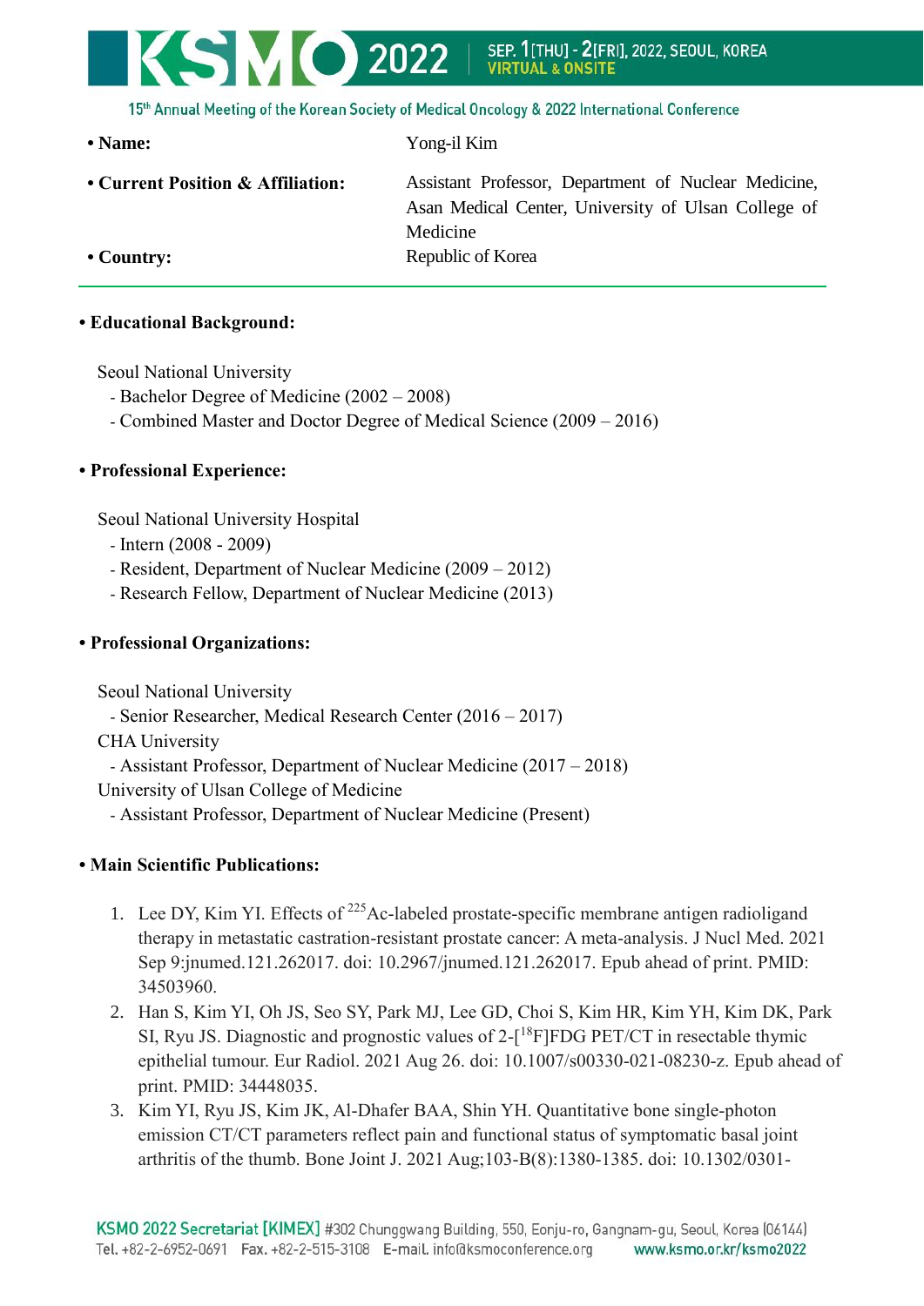- **Name:** Yong-il Kim
- **Current Position & Affiliation:** Assistant Professor, Department of Nuclear Medicine, Asan Medical Center, University of Ulsan College of Medicine
- **Country:** Republic of Korea

---

- **Educational Background:**

Seoul National University
- Bachelor Degree of Medicine (2002 – 2008)
- Combined Master and Doctor Degree of Medical Science (2009 – 2016)

- **Professional Experience:**

Seoul National University Hospital
- Intern (2008 - 2009)
- Resident, Department of Nuclear Medicine (2009 – 2012)
- Research Fellow, Department of Nuclear Medicine (2013)

- **Professional Organizations:**

Seoul National University
- Senior Researcher, Medical Research Center (2016 – 2017)

CHA University
- Assistant Professor, Department of Nuclear Medicine (2017 – 2018)

University of Ulsan College of Medicine
- Assistant Professor, Department of Nuclear Medicine (Present)

- **Main Scientific Publications:**

1. Lee DY, Kim YI. Effects of $^{225}$Ac-labeled prostate-specific membrane antigen radioligand therapy in metastatic castration-resistant prostate cancer: A meta-analysis. J Nucl Med. 2021 Sep 9:jnumed.121.262017. doi: 10.2967/jnumed.121.262017. Epub ahead of print. PMID: 34503960.
2. Han S, Kim YI, Oh JS, Seo SY, Park MJ, Lee GD, Choi S, Kim HR, Kim YH, Kim DK, Park SI, Ryu JS. Diagnostic and prognostic values of 2-[$^{18}$F]FDG PET/CT in resectable thymic epithelial tumour. Eur Radiol. 2021 Aug 26. doi: 10.1007/s00330-021-08230-z. Epub ahead of print. PMID: 34448035.
3. Kim YI, Ryu JS, Kim JK, Al-Dhafer BAA, Shin YH. Quantitative bone single-photon emission CT/CT parameters reflect pain and functional status of symptomatic basal joint arthritis of the thumb. Bone Joint J. 2021 Aug;103-B(8):1380-1385. doi: 10.1302/0301-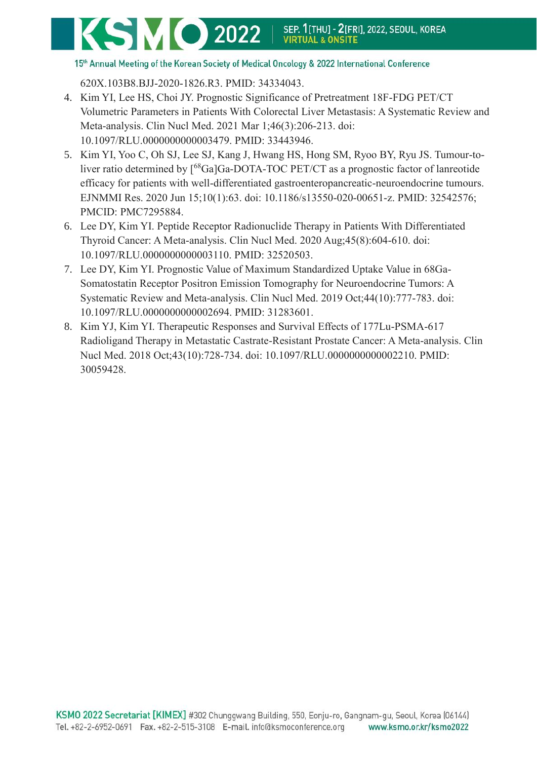620X.103B8.BJJ-2020-1826.R3. PMID: 34334043.

4. Kim YI, Lee HS, Choi JY. Prognostic Significance of Pretreatment 18F-FDG PET/CT Volumetric Parameters in Patients With Colorectal Liver Metastasis: A Systematic Review and Meta-analysis. Clin Nucl Med. 2021 Mar 1;46(3):206-213. doi: 10.1097/RLU.0000000000003479. PMID: 33443946.
5. Kim YI, Yoo C, Oh SJ, Lee SJ, Kang J, Hwang HS, Hong SM, Ryoo BY, Ryu JS. Tumour-to-liver ratio determined by [$^{68}$Ga]Ga-DOTA-TOC PET/CT as a prognostic factor of lanreotide efficacy for patients with well-differentiated gastroenteropancreatic-neuroendocrine tumours. EJNMMI Res. 2020 Jun 15;10(1):63. doi: 10.1186/s13550-020-00651-z. PMID: 32542576; PMCID: PMC7295884.
6. Lee DY, Kim YI. Peptide Receptor Radionuclide Therapy in Patients With Differentiated Thyroid Cancer: A Meta-analysis. Clin Nucl Med. 2020 Aug;45(8):604-610. doi: 10.1097/RLU.0000000000003110. PMID: 32520503.
7. Lee DY, Kim YI. Prognostic Value of Maximum Standardized Uptake Value in 68Ga-Somatostatin Receptor Positron Emission Tomography for Neuroendocrine Tumors: A Systematic Review and Meta-analysis. Clin Nucl Med. 2019 Oct;44(10):777-783. doi: 10.1097/RLU.0000000000002694. PMID: 31283601.
8. Kim YJ, Kim YI. Therapeutic Responses and Survival Effects of 177Lu-PSMA-617 Radioligand Therapy in Metastatic Castrate-Resistant Prostate Cancer: A Meta-analysis. Clin Nucl Med. 2018 Oct;43(10):728-734. doi: 10.1097/RLU.0000000000002210. PMID: 30059428.